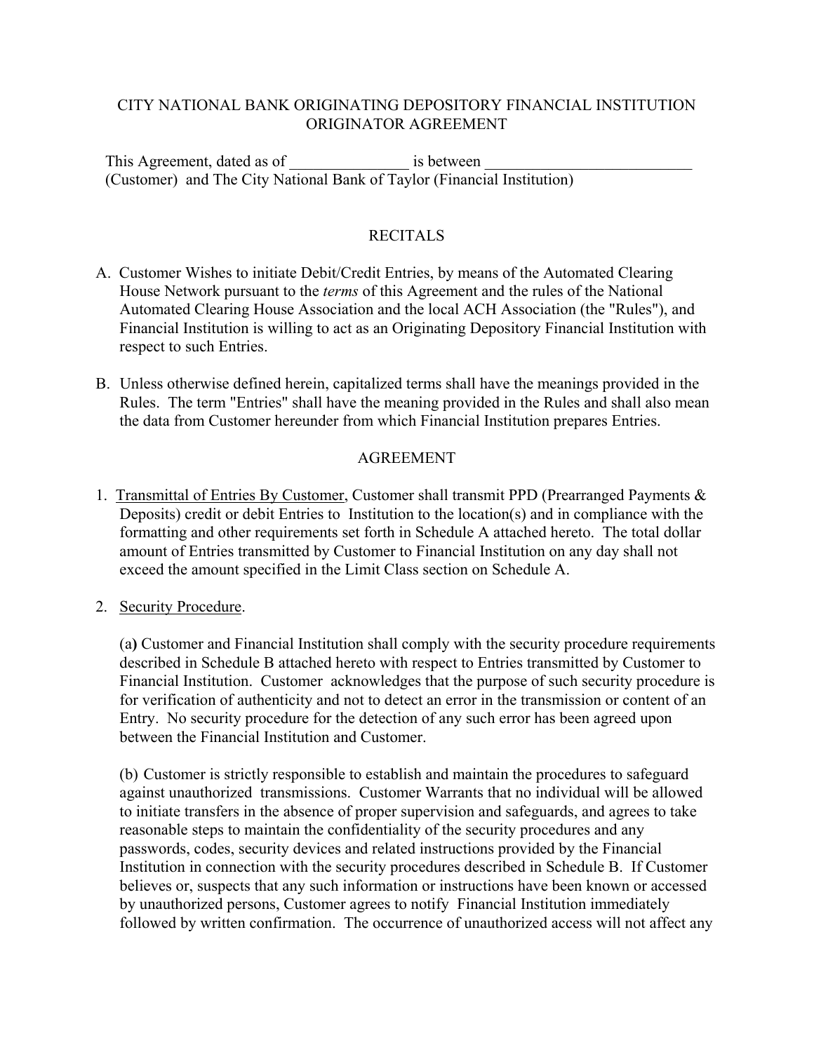# CITY NATIONAL BANK ORIGINATING DEPOSITORY FINANCIAL INSTITUTION ORIGINATOR AGREEMENT

This Agreement, dated as of _______________ is between __________________________ (Customer) and The City National Bank of Taylor (Financial Institution)

## RECITALS

A. Customer Wishes to initiate Debit/Credit Entries, by means of the Automated Clearing House Network pursuant to the *terms* of this Agreement and the rules of the National Automated Clearing House Association and the local ACH Association (the "Rules"), and Financial Institution is willing to act as an Originating Depository Financial Institution with respect to such Entries.

B. Unless otherwise defined herein, capitalized terms shall have the meanings provided in the Rules. The term "Entries" shall have the meaning provided in the Rules and shall also mean the data from Customer hereunder from which Financial Institution prepares Entries.

## AGREEMENT

1. <u>Transmittal of Entries By Customer</u>, Customer shall transmit PPD (Prearranged Payments & Deposits) credit or debit Entries to Institution to the location(s) and in compliance with the formatting and other requirements set forth in Schedule A attached hereto. The total dollar amount of Entries transmitted by Customer to Financial Institution on any day shall not exceed the amount specified in the Limit Class section on Schedule A.

2. <u>Security Procedure</u>.

   (a) Customer and Financial Institution shall comply with the security procedure requirements described in Schedule B attached hereto with respect to Entries transmitted by Customer to Financial Institution. Customer acknowledges that the purpose of such security procedure is for verification of authenticity and not to detect an error in the transmission or content of an Entry. No security procedure for the detection of any such error has been agreed upon between the Financial Institution and Customer.

   (b) Customer is strictly responsible to establish and maintain the procedures to safeguard against unauthorized transmissions. Customer Warrants that no individual will be allowed to initiate transfers in the absence of proper supervision and safeguards, and agrees to take reasonable steps to maintain the confidentiality of the security procedures and any passwords, codes, security devices and related instructions provided by the Financial Institution in connection with the security procedures described in Schedule B. If Customer believes or, suspects that any such information or instructions have been known or accessed by unauthorized persons, Customer agrees to notify Financial Institution immediately followed by written confirmation. The occurrence of unauthorized access will not affect any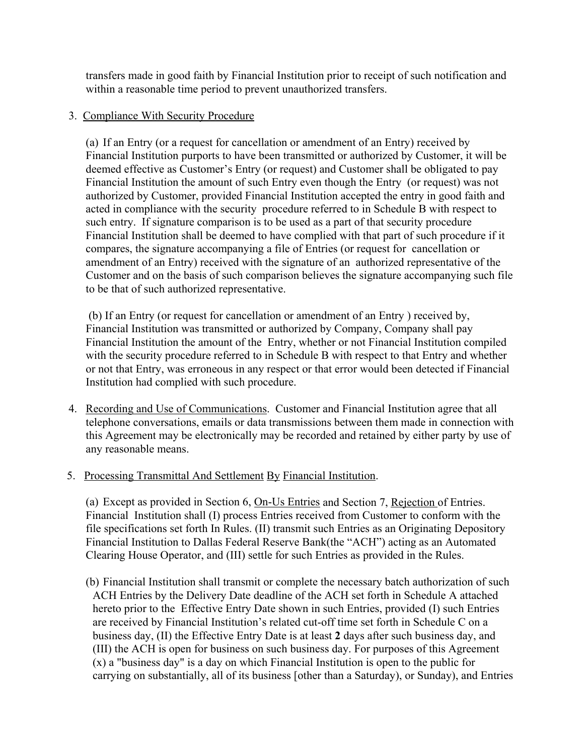transfers made in good faith by Financial Institution prior to receipt of such notification and within a reasonable time period to prevent unauthorized transfers.

3. Compliance With Security Procedure

(a) If an Entry (or a request for cancellation or amendment of an Entry) received by Financial Institution purports to have been transmitted or authorized by Customer, it will be deemed effective as Customer's Entry (or request) and Customer shall be obligated to pay Financial Institution the amount of such Entry even though the Entry (or request) was not authorized by Customer, provided Financial Institution accepted the entry in good faith and acted in compliance with the security procedure referred to in Schedule B with respect to such entry. If signature comparison is to be used as a part of that security procedure Financial Institution shall be deemed to have complied with that part of such procedure if it compares, the signature accompanying a file of Entries (or request for cancellation or amendment of an Entry) received with the signature of an authorized representative of the Customer and on the basis of such comparison believes the signature accompanying such file to be that of such authorized representative.

(b) If an Entry (or request for cancellation or amendment of an Entry ) received by, Financial Institution was transmitted or authorized by Company, Company shall pay Financial Institution the amount of the Entry, whether or not Financial Institution compiled with the security procedure referred to in Schedule B with respect to that Entry and whether or not that Entry, was erroneous in any respect or that error would been detected if Financial Institution had complied with such procedure.

4. Recording and Use of Communications. Customer and Financial Institution agree that all telephone conversations, emails or data transmissions between them made in connection with this Agreement may be electronically may be recorded and retained by either party by use of any reasonable means.

5. Processing Transmittal And Settlement By Financial Institution.

(a) Except as provided in Section 6, On-Us Entries and Section 7, Rejection of Entries. Financial Institution shall (I) process Entries received from Customer to conform with the file specifications set forth In Rules. (II) transmit such Entries as an Originating Depository Financial Institution to Dallas Federal Reserve Bank(the "ACH") acting as an Automated Clearing House Operator, and (III) settle for such Entries as provided in the Rules.

(b) Financial Institution shall transmit or complete the necessary batch authorization of such ACH Entries by the Delivery Date deadline of the ACH set forth in Schedule A attached hereto prior to the Effective Entry Date shown in such Entries, provided (I) such Entries are received by Financial Institution's related cut-off time set forth in Schedule C on a business day, (II) the Effective Entry Date is at least **2** days after such business day, and (III) the ACH is open for business on such business day. For purposes of this Agreement (x) a "business day" is a day on which Financial Institution is open to the public for carrying on substantially, all of its business [other than a Saturday), or Sunday), and Entries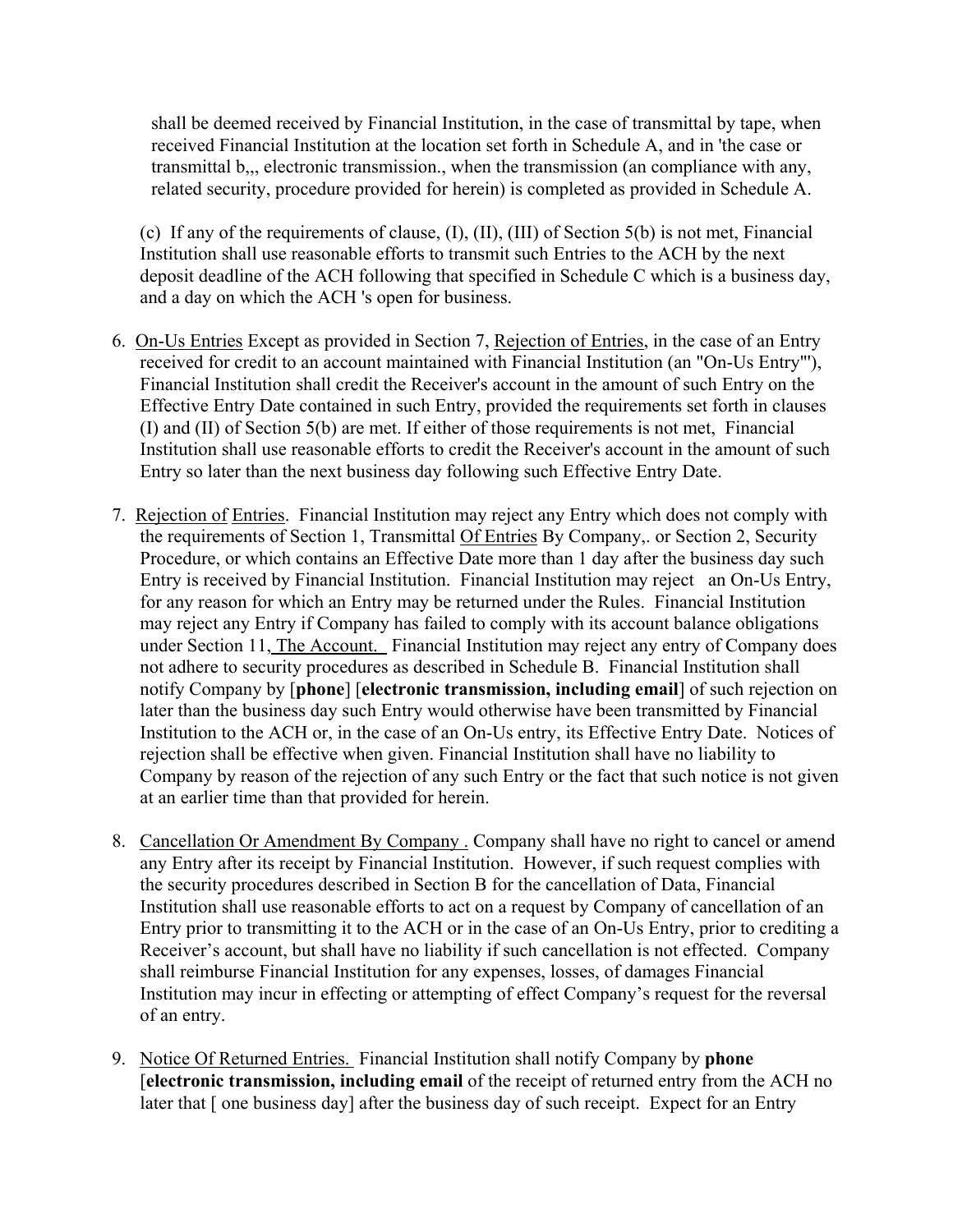shall be deemed received by Financial Institution, in the case of transmittal by tape, when received Financial Institution at the location set forth in Schedule A, and in 'the case or transmittal b,,, electronic transmission., when the transmission (an compliance with any, related security, procedure provided for herein) is completed as provided in Schedule A.

(c) If any of the requirements of clause, (I), (II), (III) of Section 5(b) is not met, Financial Institution shall use reasonable efforts to transmit such Entries to the ACH by the next deposit deadline of the ACH following that specified in Schedule C which is a business day, and a day on which the ACH 's open for business.

6. <u>On-Us Entries</u> Except as provided in Section 7, <u>Rejection of Entries</u>, in the case of an Entry received for credit to an account maintained with Financial Institution (an "On-Us Entry'"), Financial Institution shall credit the Receiver's account in the amount of such Entry on the Effective Entry Date contained in such Entry, provided the requirements set forth in clauses (I) and (II) of Section 5(b) are met. If either of those requirements is not met, Financial Institution shall use reasonable efforts to credit the Receiver's account in the amount of such Entry so later than the next business day following such Effective Entry Date.

7. <u>Rejection of Entries</u>. Financial Institution may reject any Entry which does not comply with the requirements of Section 1, Transmittal <u>Of Entries</u> By Company,. or Section 2, Security Procedure, or which contains an Effective Date more than 1 day after the business day such Entry is received by Financial Institution. Financial Institution may reject an On-Us Entry, for any reason for which an Entry may be returned under the Rules. Financial Institution may reject any Entry if Company has failed to comply with its account balance obligations under Section 11, <u>The Account.</u> Financial Institution may reject any entry of Company does not adhere to security procedures as described in Schedule B. Financial Institution shall notify Company by [**phone**] [**electronic transmission, including email**] of such rejection on later than the business day such Entry would otherwise have been transmitted by Financial Institution to the ACH or, in the case of an On-Us entry, its Effective Entry Date. Notices of rejection shall be effective when given. Financial Institution shall have no liability to Company by reason of the rejection of any such Entry or the fact that such notice is not given at an earlier time than that provided for herein.

8. <u>Cancellation Or Amendment By Company .</u> Company shall have no right to cancel or amend any Entry after its receipt by Financial Institution. However, if such request complies with the security procedures described in Section B for the cancellation of Data, Financial Institution shall use reasonable efforts to act on a request by Company of cancellation of an Entry prior to transmitting it to the ACH or in the case of an On-Us Entry, prior to crediting a Receiver's account, but shall have no liability if such cancellation is not effected. Company shall reimburse Financial Institution for any expenses, losses, of damages Financial Institution may incur in effecting or attempting of effect Company's request for the reversal of an entry.

9. <u>Notice Of Returned Entries.</u> Financial Institution shall notify Company by **phone** [**electronic transmission, including email** of the receipt of returned entry from the ACH no later that [ one business day] after the business day of such receipt. Expect for an Entry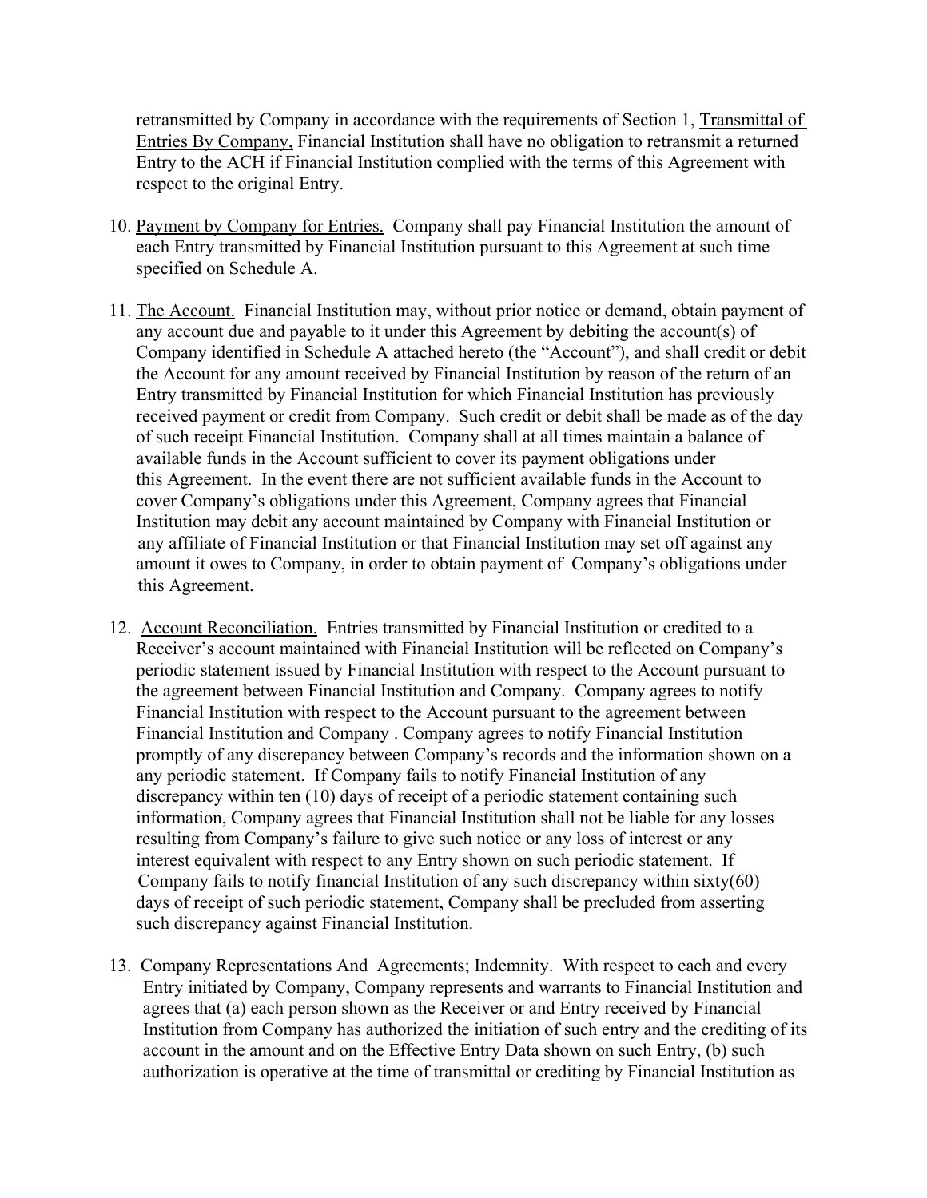retransmitted by Company in accordance with the requirements of Section 1, Transmittal of Entries By Company, Financial Institution shall have no obligation to retransmit a returned Entry to the ACH if Financial Institution complied with the terms of this Agreement with respect to the original Entry.

10. Payment by Company for Entries. Company shall pay Financial Institution the amount of each Entry transmitted by Financial Institution pursuant to this Agreement at such time specified on Schedule A.

11. The Account. Financial Institution may, without prior notice or demand, obtain payment of any account due and payable to it under this Agreement by debiting the account(s) of Company identified in Schedule A attached hereto (the "Account"), and shall credit or debit the Account for any amount received by Financial Institution by reason of the return of an Entry transmitted by Financial Institution for which Financial Institution has previously received payment or credit from Company. Such credit or debit shall be made as of the day of such receipt Financial Institution. Company shall at all times maintain a balance of available funds in the Account sufficient to cover its payment obligations under this Agreement. In the event there are not sufficient available funds in the Account to cover Company's obligations under this Agreement, Company agrees that Financial Institution may debit any account maintained by Company with Financial Institution or any affiliate of Financial Institution or that Financial Institution may set off against any amount it owes to Company, in order to obtain payment of Company's obligations under this Agreement.

12. Account Reconciliation. Entries transmitted by Financial Institution or credited to a Receiver's account maintained with Financial Institution will be reflected on Company's periodic statement issued by Financial Institution with respect to the Account pursuant to the agreement between Financial Institution and Company. Company agrees to notify Financial Institution with respect to the Account pursuant to the agreement between Financial Institution and Company . Company agrees to notify Financial Institution promptly of any discrepancy between Company's records and the information shown on a any periodic statement. If Company fails to notify Financial Institution of any discrepancy within ten (10) days of receipt of a periodic statement containing such information, Company agrees that Financial Institution shall not be liable for any losses resulting from Company's failure to give such notice or any loss of interest or any interest equivalent with respect to any Entry shown on such periodic statement. If Company fails to notify financial Institution of any such discrepancy within sixty(60) days of receipt of such periodic statement, Company shall be precluded from asserting such discrepancy against Financial Institution.

13. Company Representations And Agreements; Indemnity. With respect to each and every Entry initiated by Company, Company represents and warrants to Financial Institution and agrees that (a) each person shown as the Receiver or and Entry received by Financial Institution from Company has authorized the initiation of such entry and the crediting of its account in the amount and on the Effective Entry Data shown on such Entry, (b) such authorization is operative at the time of transmittal or crediting by Financial Institution as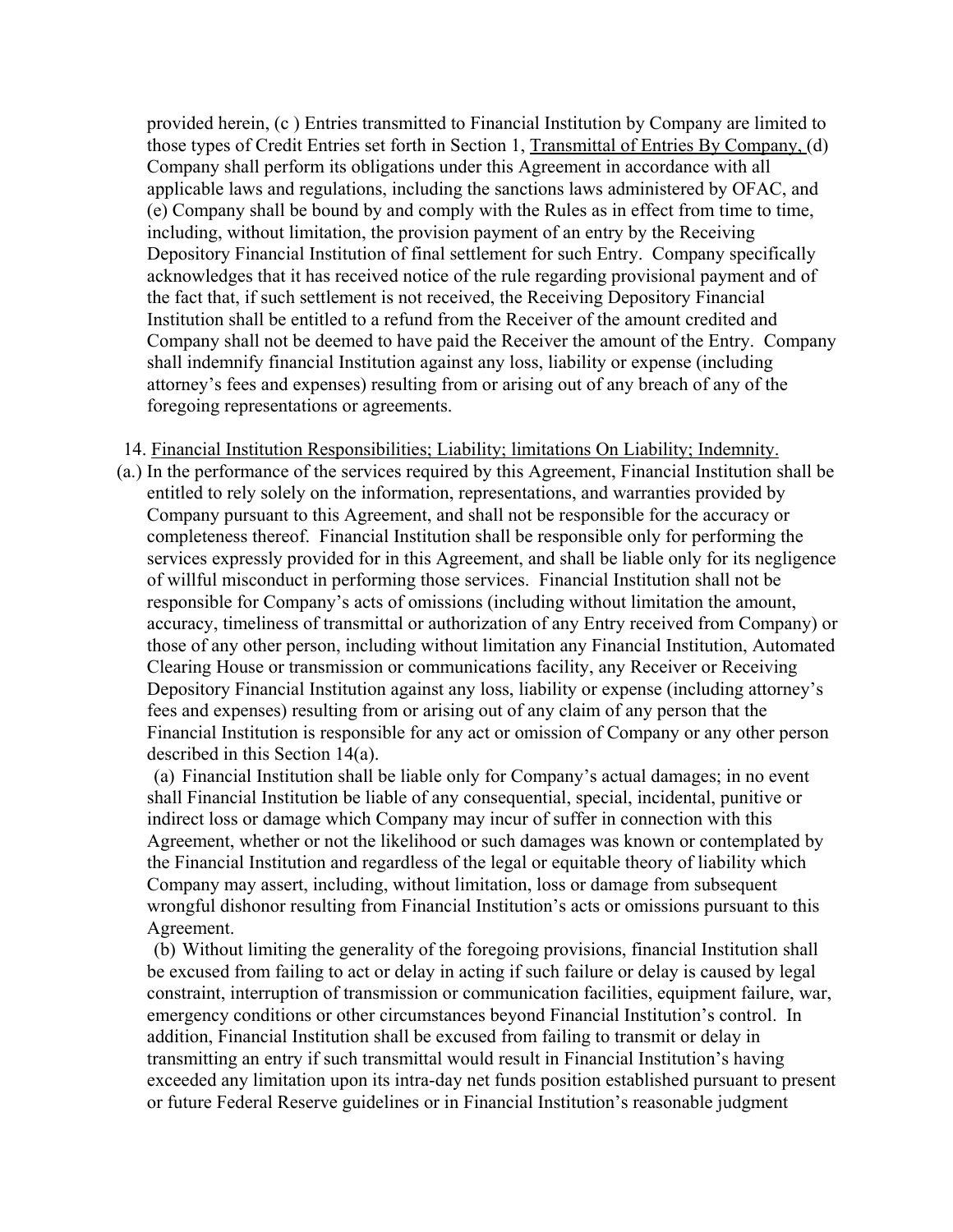provided herein, (c ) Entries transmitted to Financial Institution by Company are limited to those types of Credit Entries set forth in Section 1, Transmittal of Entries By Company, (d) Company shall perform its obligations under this Agreement in accordance with all applicable laws and regulations, including the sanctions laws administered by OFAC, and (e) Company shall be bound by and comply with the Rules as in effect from time to time, including, without limitation, the provision payment of an entry by the Receiving Depository Financial Institution of final settlement for such Entry. Company specifically acknowledges that it has received notice of the rule regarding provisional payment and of the fact that, if such settlement is not received, the Receiving Depository Financial Institution shall be entitled to a refund from the Receiver of the amount credited and Company shall not be deemed to have paid the Receiver the amount of the Entry. Company shall indemnify financial Institution against any loss, liability or expense (including attorney's fees and expenses) resulting from or arising out of any breach of any of the foregoing representations or agreements.

14. Financial Institution Responsibilities; Liability; limitations On Liability; Indemnity.

(a.) In the performance of the services required by this Agreement, Financial Institution shall be entitled to rely solely on the information, representations, and warranties provided by Company pursuant to this Agreement, and shall not be responsible for the accuracy or completeness thereof. Financial Institution shall be responsible only for performing the services expressly provided for in this Agreement, and shall be liable only for its negligence of willful misconduct in performing those services. Financial Institution shall not be responsible for Company's acts of omissions (including without limitation the amount, accuracy, timeliness of transmittal or authorization of any Entry received from Company) or those of any other person, including without limitation any Financial Institution, Automated Clearing House or transmission or communications facility, any Receiver or Receiving Depository Financial Institution against any loss, liability or expense (including attorney's fees and expenses) resulting from or arising out of any claim of any person that the Financial Institution is responsible for any act or omission of Company or any other person described in this Section 14(a).

(a) Financial Institution shall be liable only for Company's actual damages; in no event shall Financial Institution be liable of any consequential, special, incidental, punitive or indirect loss or damage which Company may incur of suffer in connection with this Agreement, whether or not the likelihood or such damages was known or contemplated by the Financial Institution and regardless of the legal or equitable theory of liability which Company may assert, including, without limitation, loss or damage from subsequent wrongful dishonor resulting from Financial Institution's acts or omissions pursuant to this Agreement.

(b) Without limiting the generality of the foregoing provisions, financial Institution shall be excused from failing to act or delay in acting if such failure or delay is caused by legal constraint, interruption of transmission or communication facilities, equipment failure, war, emergency conditions or other circumstances beyond Financial Institution's control. In addition, Financial Institution shall be excused from failing to transmit or delay in transmitting an entry if such transmittal would result in Financial Institution's having exceeded any limitation upon its intra-day net funds position established pursuant to present or future Federal Reserve guidelines or in Financial Institution's reasonable judgment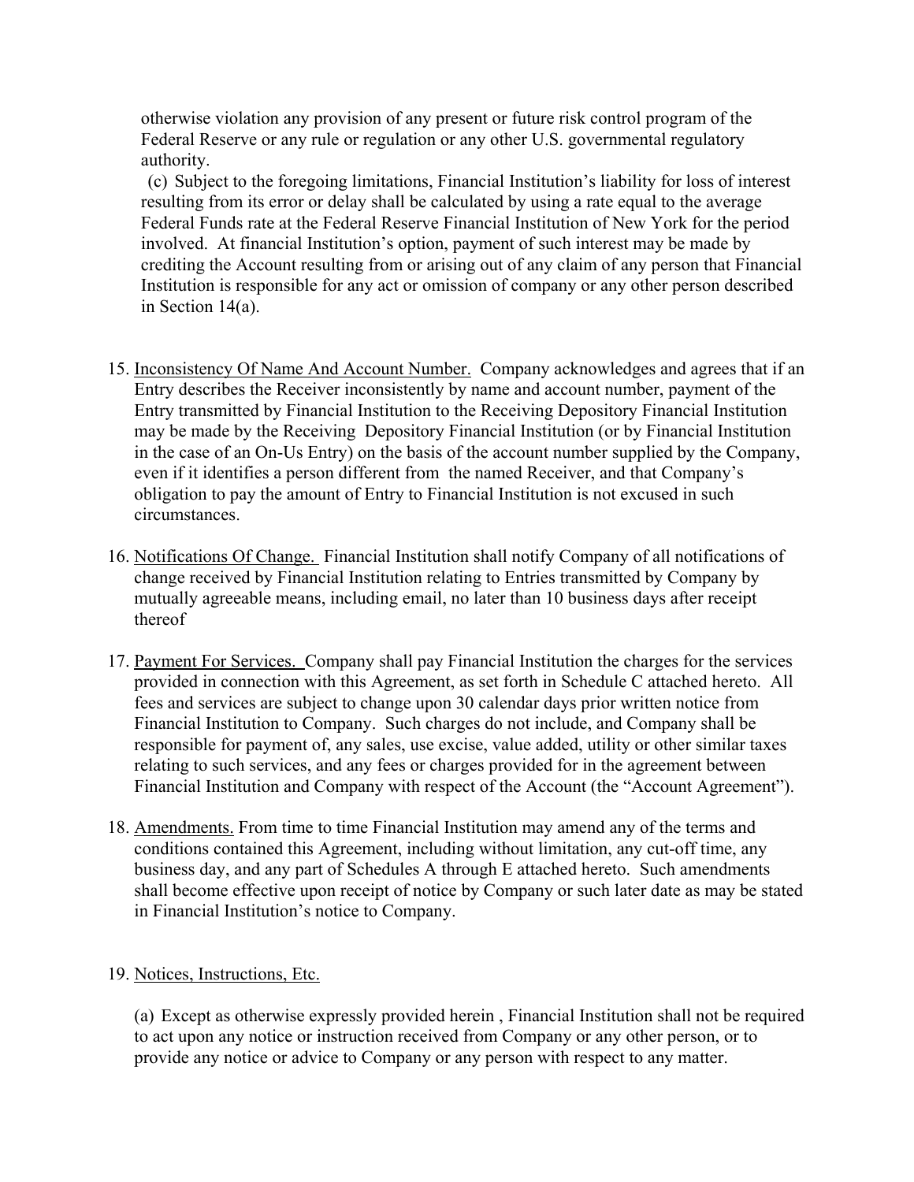otherwise violation any provision of any present or future risk control program of the Federal Reserve or any rule or regulation or any other U.S. governmental regulatory authority.

(c) Subject to the foregoing limitations, Financial Institution's liability for loss of interest resulting from its error or delay shall be calculated by using a rate equal to the average Federal Funds rate at the Federal Reserve Financial Institution of New York for the period involved. At financial Institution's option, payment of such interest may be made by crediting the Account resulting from or arising out of any claim of any person that Financial Institution is responsible for any act or omission of company or any other person described in Section 14(a).

15. Inconsistency Of Name And Account Number. Company acknowledges and agrees that if an Entry describes the Receiver inconsistently by name and account number, payment of the Entry transmitted by Financial Institution to the Receiving Depository Financial Institution may be made by the Receiving Depository Financial Institution (or by Financial Institution in the case of an On-Us Entry) on the basis of the account number supplied by the Company, even if it identifies a person different from the named Receiver, and that Company's obligation to pay the amount of Entry to Financial Institution is not excused in such circumstances.

16. Notifications Of Change. Financial Institution shall notify Company of all notifications of change received by Financial Institution relating to Entries transmitted by Company by mutually agreeable means, including email, no later than 10 business days after receipt thereof

17. Payment For Services. Company shall pay Financial Institution the charges for the services provided in connection with this Agreement, as set forth in Schedule C attached hereto. All fees and services are subject to change upon 30 calendar days prior written notice from Financial Institution to Company. Such charges do not include, and Company shall be responsible for payment of, any sales, use excise, value added, utility or other similar taxes relating to such services, and any fees or charges provided for in the agreement between Financial Institution and Company with respect of the Account (the "Account Agreement").

18. Amendments. From time to time Financial Institution may amend any of the terms and conditions contained this Agreement, including without limitation, any cut-off time, any business day, and any part of Schedules A through E attached hereto. Such amendments shall become effective upon receipt of notice by Company or such later date as may be stated in Financial Institution's notice to Company.

19. Notices, Instructions, Etc.

(a) Except as otherwise expressly provided herein , Financial Institution shall not be required to act upon any notice or instruction received from Company or any other person, or to provide any notice or advice to Company or any person with respect to any matter.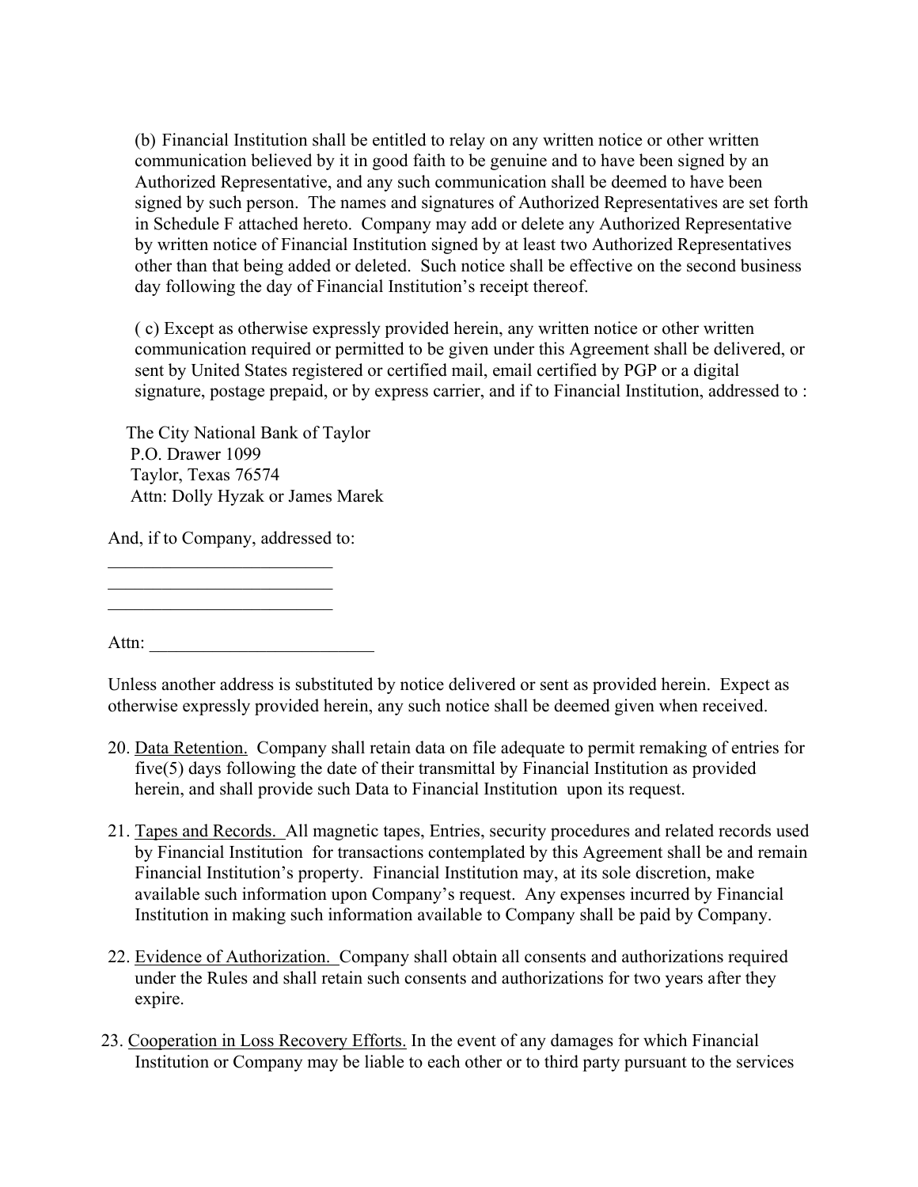(b) Financial Institution shall be entitled to relay on any written notice or other written communication believed by it in good faith to be genuine and to have been signed by an Authorized Representative, and any such communication shall be deemed to have been signed by such person. The names and signatures of Authorized Representatives are set forth in Schedule F attached hereto. Company may add or delete any Authorized Representative by written notice of Financial Institution signed by at least two Authorized Representatives other than that being added or deleted. Such notice shall be effective on the second business day following the day of Financial Institution's receipt thereof.

( c) Except as otherwise expressly provided herein, any written notice or other written communication required or permitted to be given under this Agreement shall be delivered, or sent by United States registered or certified mail, email certified by PGP or a digital signature, postage prepaid, or by express carrier, and if to Financial Institution, addressed to :

The City National Bank of Taylor
P.O. Drawer 1099
Taylor, Texas 76574
Attn: Dolly Hyzak or James Marek

And, if to Company, addressed to:

_________________________
_________________________
_________________________

Attn: _________________________

Unless another address is substituted by notice delivered or sent as provided herein. Expect as otherwise expressly provided herein, any such notice shall be deemed given when received.

20. Data Retention. Company shall retain data on file adequate to permit remaking of entries for five(5) days following the date of their transmittal by Financial Institution as provided herein, and shall provide such Data to Financial Institution upon its request.

21. Tapes and Records. All magnetic tapes, Entries, security procedures and related records used by Financial Institution for transactions contemplated by this Agreement shall be and remain Financial Institution's property. Financial Institution may, at its sole discretion, make available such information upon Company's request. Any expenses incurred by Financial Institution in making such information available to Company shall be paid by Company.

22. Evidence of Authorization. Company shall obtain all consents and authorizations required under the Rules and shall retain such consents and authorizations for two years after they expire.

23. Cooperation in Loss Recovery Efforts. In the event of any damages for which Financial Institution or Company may be liable to each other or to third party pursuant to the services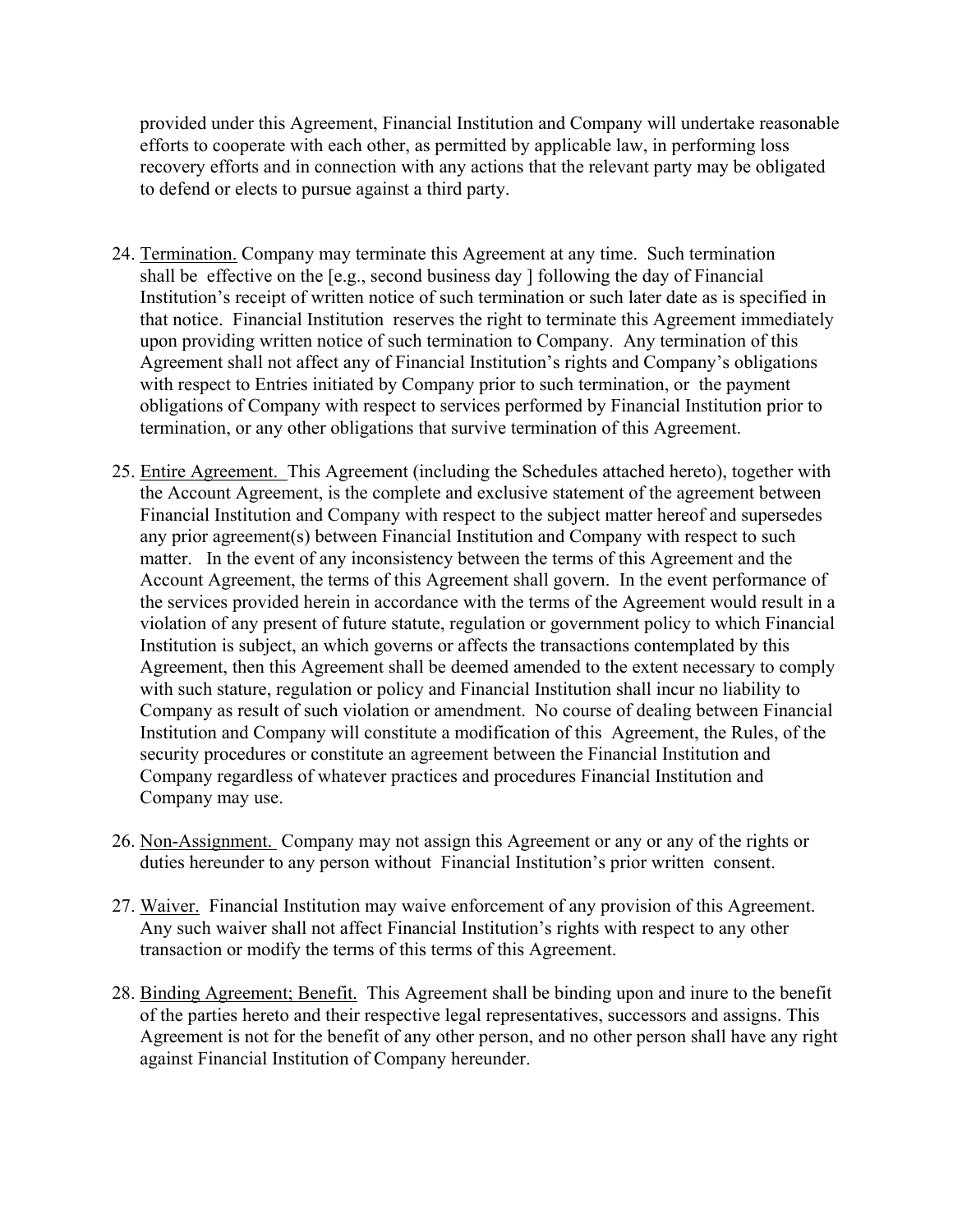provided under this Agreement, Financial Institution and Company will undertake reasonable efforts to cooperate with each other, as permitted by applicable law, in performing loss recovery efforts and in connection with any actions that the relevant party may be obligated to defend or elects to pursue against a third party.

24. Termination. Company may terminate this Agreement at any time. Such termination shall be effective on the [e.g., second business day ] following the day of Financial Institution's receipt of written notice of such termination or such later date as is specified in that notice. Financial Institution reserves the right to terminate this Agreement immediately upon providing written notice of such termination to Company. Any termination of this Agreement shall not affect any of Financial Institution's rights and Company's obligations with respect to Entries initiated by Company prior to such termination, or the payment obligations of Company with respect to services performed by Financial Institution prior to termination, or any other obligations that survive termination of this Agreement.

25. Entire Agreement. This Agreement (including the Schedules attached hereto), together with the Account Agreement, is the complete and exclusive statement of the agreement between Financial Institution and Company with respect to the subject matter hereof and supersedes any prior agreement(s) between Financial Institution and Company with respect to such matter. In the event of any inconsistency between the terms of this Agreement and the Account Agreement, the terms of this Agreement shall govern. In the event performance of the services provided herein in accordance with the terms of the Agreement would result in a violation of any present of future statute, regulation or government policy to which Financial Institution is subject, an which governs or affects the transactions contemplated by this Agreement, then this Agreement shall be deemed amended to the extent necessary to comply with such stature, regulation or policy and Financial Institution shall incur no liability to Company as result of such violation or amendment. No course of dealing between Financial Institution and Company will constitute a modification of this Agreement, the Rules, of the security procedures or constitute an agreement between the Financial Institution and Company regardless of whatever practices and procedures Financial Institution and Company may use.

26. Non-Assignment. Company may not assign this Agreement or any or any of the rights or duties hereunder to any person without Financial Institution's prior written consent.

27. Waiver. Financial Institution may waive enforcement of any provision of this Agreement. Any such waiver shall not affect Financial Institution's rights with respect to any other transaction or modify the terms of this terms of this Agreement.

28. Binding Agreement; Benefit. This Agreement shall be binding upon and inure to the benefit of the parties hereto and their respective legal representatives, successors and assigns. This Agreement is not for the benefit of any other person, and no other person shall have any right against Financial Institution of Company hereunder.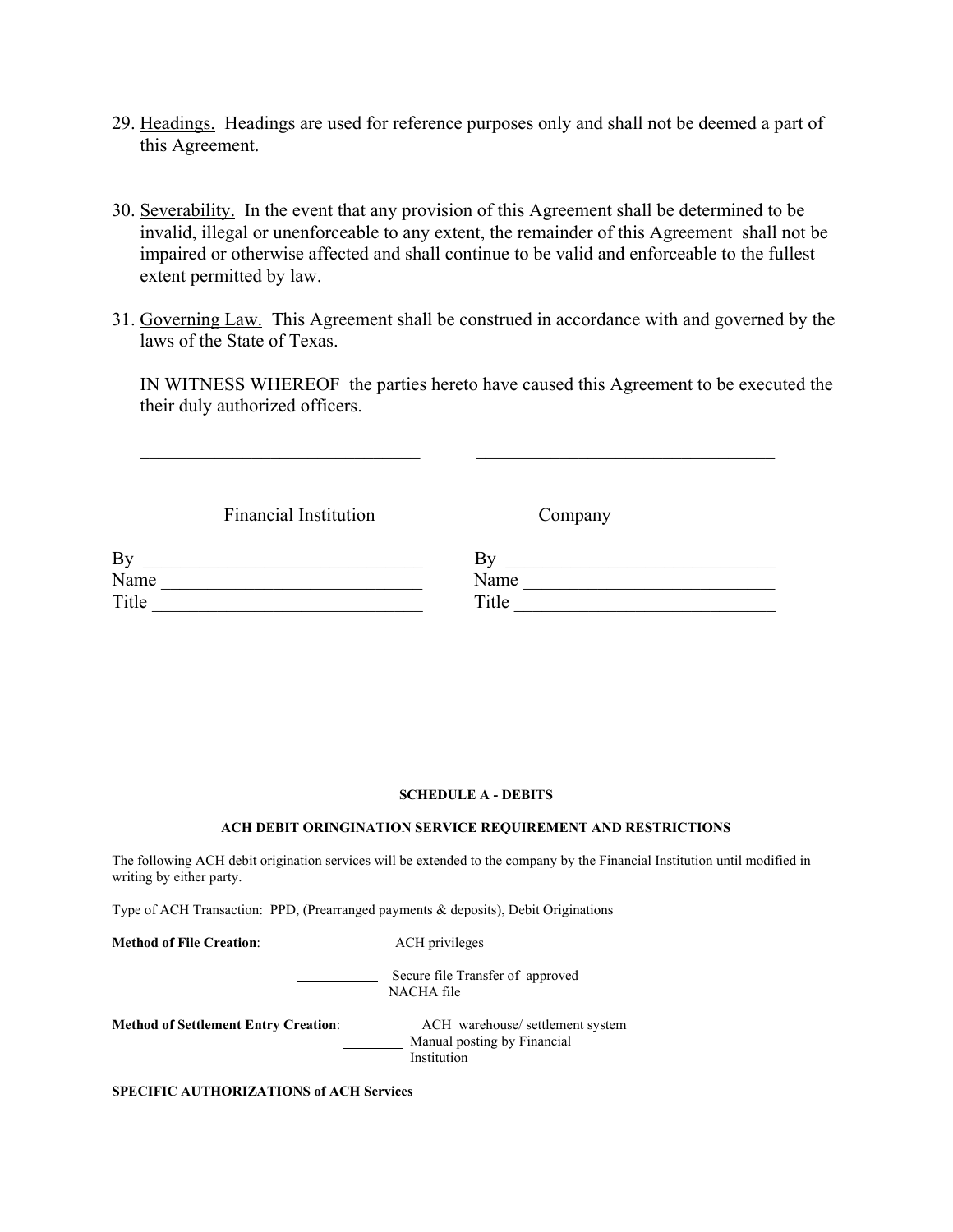29. <u>Headings.</u> Headings are used for reference purposes only and shall not be deemed a part of this Agreement.

30. <u>Severability.</u> In the event that any provision of this Agreement shall be determined to be invalid, illegal or unenforceable to any extent, the remainder of this Agreement shall not be impaired or otherwise affected and shall continue to be valid and enforceable to the fullest extent permitted by law.

31. <u>Governing Law.</u> This Agreement shall be construed in accordance with and governed by the laws of the State of Texas.

    IN WITNESS WHEREOF the parties hereto have caused this Agreement to be executed the their duly authorized officers.

| \_\_\_\_\_\_\_\_\_\_\_\_\_\_\_\_\_\_\_\_\_\_\_\_\_\_\_\_\_\_ | \_\_\_\_\_\_\_\_\_\_\_\_\_\_\_\_\_\_\_\_\_\_\_\_\_\_\_\_\_\_ |
|---|---|
| Financial Institution | Company |
| By \_\_\_\_\_\_\_\_\_\_\_\_\_\_\_\_\_\_\_\_\_\_\_\_\_\_\_\_ | By \_\_\_\_\_\_\_\_\_\_\_\_\_\_\_\_\_\_\_\_\_\_\_\_\_\_\_\_ |
| Name \_\_\_\_\_\_\_\_\_\_\_\_\_\_\_\_\_\_\_\_\_\_\_\_\_\_ | Name \_\_\_\_\_\_\_\_\_\_\_\_\_\_\_\_\_\_\_\_\_\_\_\_\_\_ |
| Title \_\_\_\_\_\_\_\_\_\_\_\_\_\_\_\_\_\_\_\_\_\_\_\_\_\_ | Title \_\_\_\_\_\_\_\_\_\_\_\_\_\_\_\_\_\_\_\_\_\_\_\_\_\_ |

**SCHEDULE A - DEBITS**

**ACH DEBIT ORINGINATION SERVICE REQUIREMENT AND RESTRICTIONS**

The following ACH debit origination services will be extended to the company by the Financial Institution until modified in writing by either party.

Type of ACH Transaction: PPD, (Prearranged payments & deposits), Debit Originations

**Method of File Creation**: \_\_\_\_\_\_\_\_\_\_ ACH privileges

\_\_\_\_\_\_\_\_\_\_ Secure file Transfer of approved NACHA file

**Method of Settlement Entry Creation**: \_\_\_\_\_\_\_\_ ACH warehouse/ settlement system

\_\_\_\_\_\_\_\_ Manual posting by Financial Institution

**SPECIFIC AUTHORIZATIONS of ACH Services**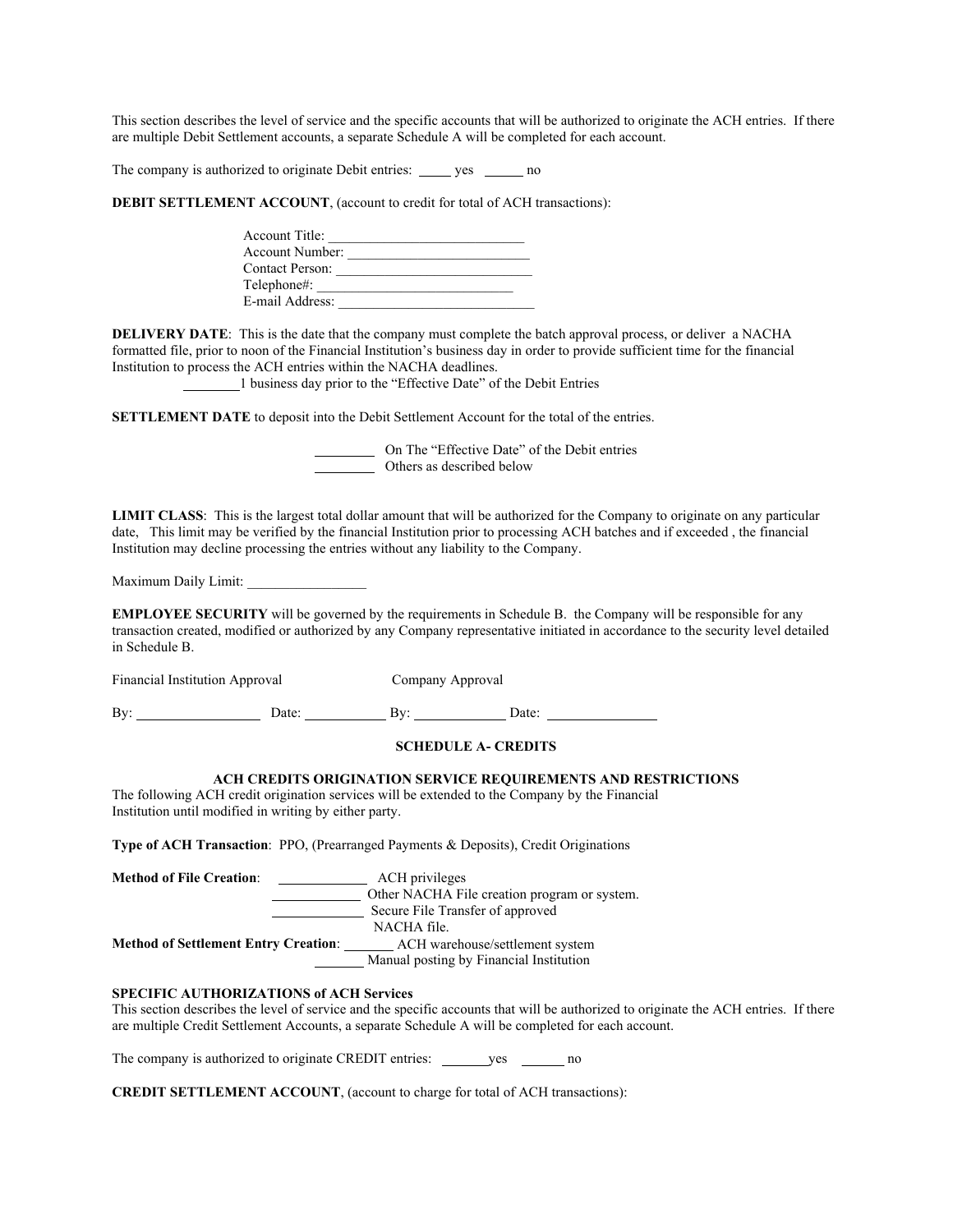This section describes the level of service and the specific accounts that will be authorized to originate the ACH entries. If there are multiple Debit Settlement accounts, a separate Schedule A will be completed for each account.

The company is authorized to originate Debit entries: _____ yes _____ no

**DEBIT SETTLEMENT ACCOUNT**, (account to credit for total of ACH transactions):

Account Title: ____________________________
Account Number: __________________________
Contact Person: ___________________________
Telephone#: ____________________________
E-mail Address: ____________________________

**DELIVERY DATE**: This is the date that the company must complete the batch approval process, or deliver a NACHA formatted file, prior to noon of the Financial Institution's business day in order to provide sufficient time for the financial Institution to process the ACH entries within the NACHA deadlines.

________1 business day prior to the "Effective Date" of the Debit Entries

**SETTLEMENT DATE** to deposit into the Debit Settlement Account for the total of the entries.

________ On The "Effective Date" of the Debit entries
________ Others as described below

**LIMIT CLASS**: This is the largest total dollar amount that will be authorized for the Company to originate on any particular date, This limit may be verified by the financial Institution prior to processing ACH batches and if exceeded , the financial Institution may decline processing the entries without any liability to the Company.

Maximum Daily Limit: ________________

**EMPLOYEE SECURITY** will be governed by the requirements in Schedule B. the Company will be responsible for any transaction created, modified or authorized by any Company representative initiated in accordance to the security level detailed in Schedule B.

Financial Institution Approval Company Approval

By: ________________ Date: ___________ By: ____________ Date: _______________

**SCHEDULE A- CREDITS**

**ACH CREDITS ORIGINATION SERVICE REQUIREMENTS AND RESTRICTIONS**

The following ACH credit origination services will be extended to the Company by the Financial Institution until modified in writing by either party.

**Type of ACH Transaction**: PPO, (Prearranged Payments & Deposits), Credit Originations

**Method of File Creation**: ____________ ACH privileges
____________ Other NACHA File creation program or system.
____________ Secure File Transfer of approved NACHA file.

**Method of Settlement Entry Creation**: _______ ACH warehouse/settlement system
_______ Manual posting by Financial Institution

**SPECIFIC AUTHORIZATIONS of ACH Services**

This section describes the level of service and the specific accounts that will be authorized to originate the ACH entries. If there are multiple Credit Settlement Accounts, a separate Schedule A will be completed for each account.

The company is authorized to originate CREDIT entries: _______yes ______ no

**CREDIT SETTLEMENT ACCOUNT**, (account to charge for total of ACH transactions):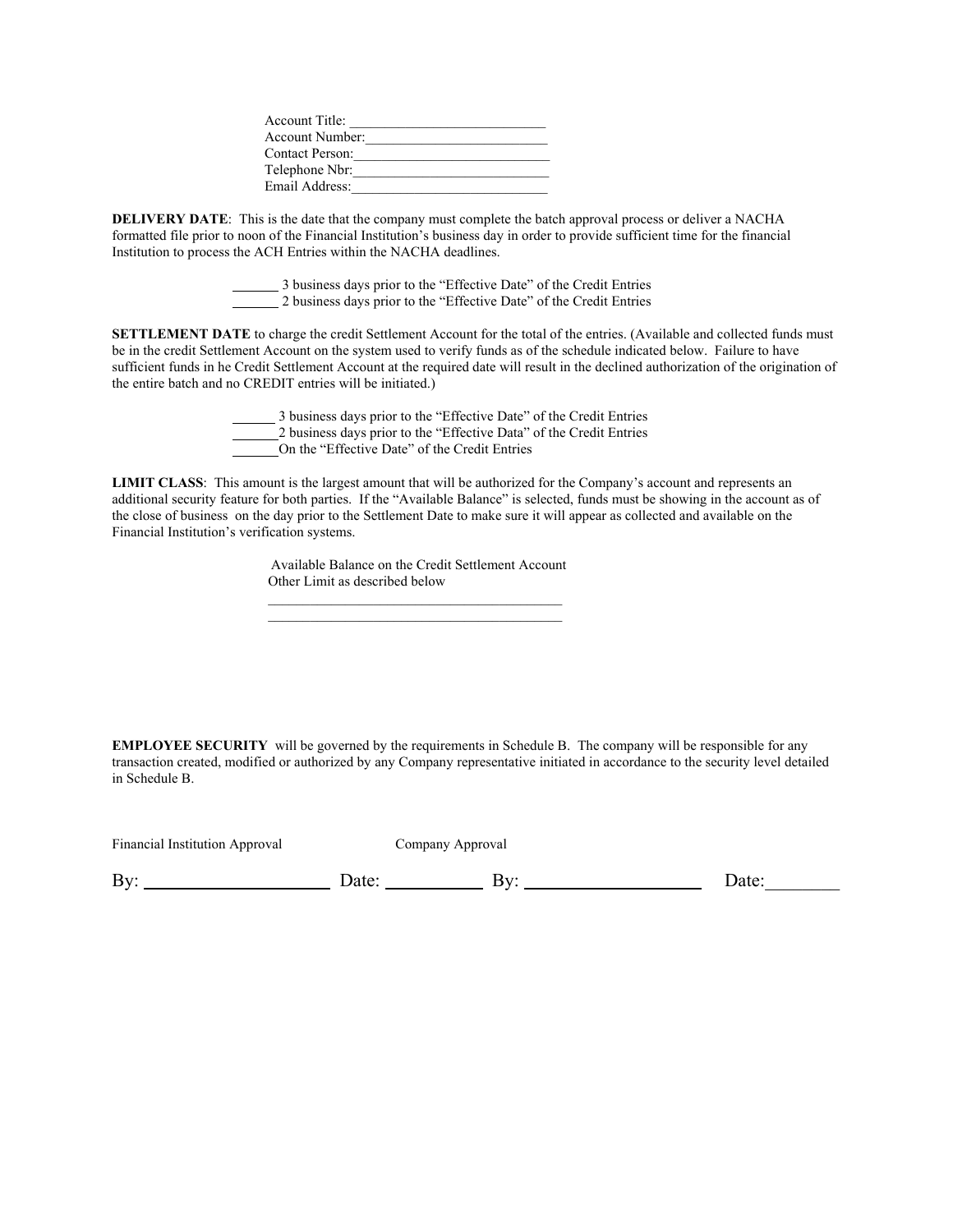Account Title: ___________________________
Account Number:_________________________
Contact Person:__________________________
Telephone Nbr:__________________________
Email Address:__________________________

**DELIVERY DATE**: This is the date that the company must complete the batch approval process or deliver a NACHA formatted file prior to noon of the Financial Institution's business day in order to provide sufficient time for the financial Institution to process the ACH Entries within the NACHA deadlines.

_______ 3 business days prior to the "Effective Date" of the Credit Entries
_______ 2 business days prior to the "Effective Date" of the Credit Entries

**SETTLEMENT DATE** to charge the credit Settlement Account for the total of the entries. (Available and collected funds must be in the credit Settlement Account on the system used to verify funds as of the schedule indicated below. Failure to have sufficient funds in he Credit Settlement Account at the required date will result in the declined authorization of the origination of the entire batch and no CREDIT entries will be initiated.)

_______ 3 business days prior to the "Effective Date" of the Credit Entries
_______2 business days prior to the "Effective Data" of the Credit Entries
_______On the "Effective Date" of the Credit Entries

**LIMIT CLASS**: This amount is the largest amount that will be authorized for the Company's account and represents an additional security feature for both parties. If the "Available Balance" is selected, funds must be showing in the account as of the close of business on the day prior to the Settlement Date to make sure it will appear as collected and available on the Financial Institution's verification systems.

Available Balance on the Credit Settlement Account
Other Limit as described below
_________________________________________
_________________________________________

**EMPLOYEE SECURITY** will be governed by the requirements in Schedule B. The company will be responsible for any transaction created, modified or authorized by any Company representative initiated in accordance to the security level detailed in Schedule B.

Financial Institution Approval Company Approval

By: ____________________ Date: __________ By: ____________________ Date:________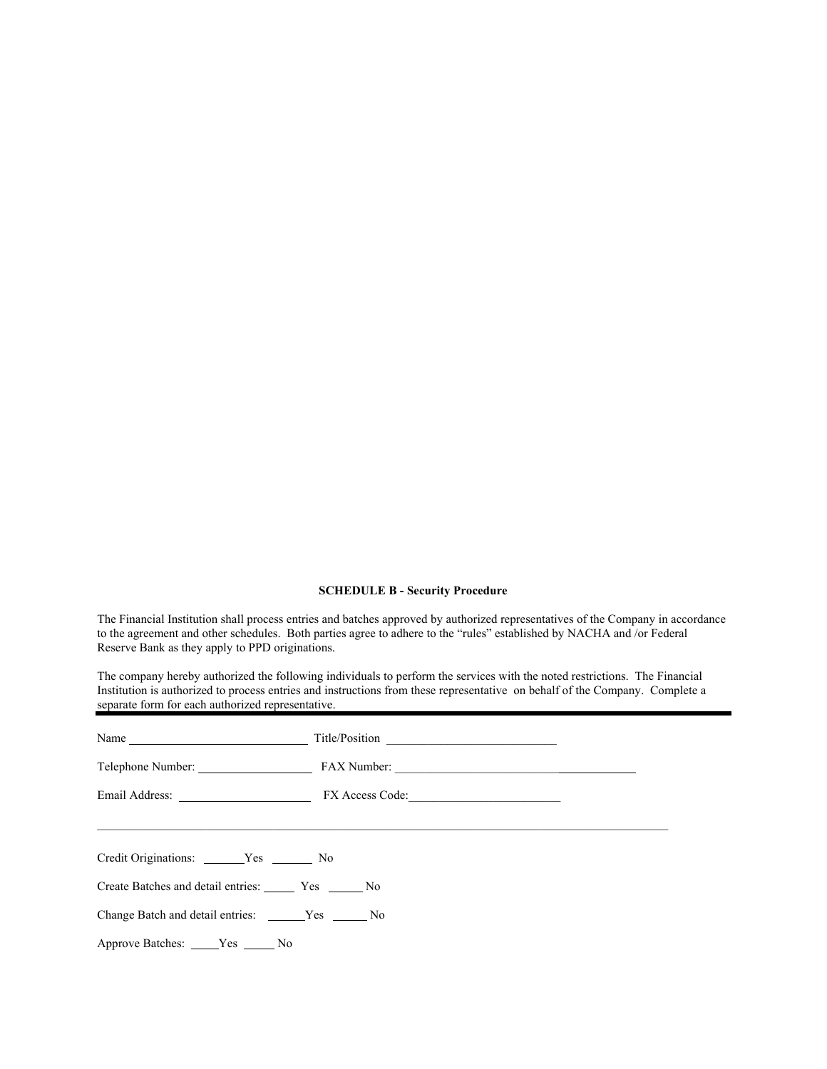**SCHEDULE B - Security Procedure**

The Financial Institution shall process entries and batches approved by authorized representatives of the Company in accordance to the agreement and other schedules. Both parties agree to adhere to the "rules" established by NACHA and /or Federal Reserve Bank as they apply to PPD originations.

The company hereby authorized the following individuals to perform the services with the noted restrictions. The Financial Institution is authorized to process entries and instructions from these representative on behalf of the Company. Complete a separate form for each authorized representative.

---

Name ______________________________ Title/Position ____________________________

Telephone Number: ___________________ FAX Number: ________________________________________

Email Address: ______________________ FX Access Code:_________________________

_____________________________________________________________________________________________

Credit Originations: _______Yes _______ No

Create Batches and detail entries: _____ Yes ______ No

Change Batch and detail entries: ______Yes ______ No

Approve Batches: _____Yes _____ No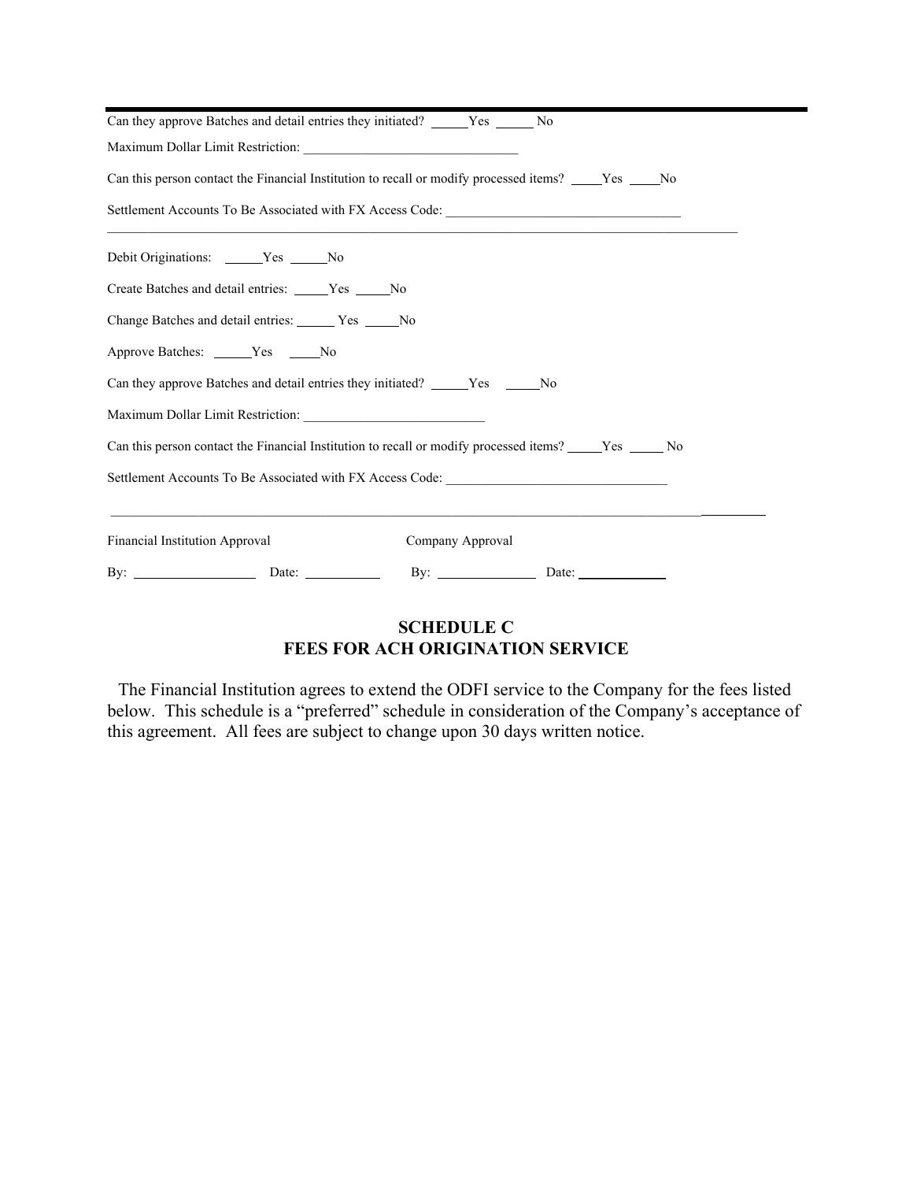Can they approve Batches and detail entries they initiated? _____Yes _____ No

Maximum Dollar Limit Restriction: ______________________________

Can this person contact the Financial Institution to recall or modify processed items? ____Yes ____No

Settlement Accounts To Be Associated with FX Access Code: ________________________________

---

Debit Originations: _____Yes _____No

Create Batches and detail entries: _____Yes _____No

Change Batches and detail entries: _____ Yes _____No

Approve Batches: _____Yes _____No

Can they approve Batches and detail entries they initiated? _____Yes _____No

Maximum Dollar Limit Restriction: ________________________

Can this person contact the Financial Institution to recall or modify processed items? _____Yes _____ No

Settlement Accounts To Be Associated with FX Access Code: ______________________________

---

Financial Institution Approval　　　　　　Company Approval

By: ________________ Date: __________ By: ______________ Date: ____________

## SCHEDULE C
## FEES FOR ACH ORIGINATION SERVICE

The Financial Institution agrees to extend the ODFI service to the Company for the fees listed below. This schedule is a "preferred" schedule in consideration of the Company's acceptance of this agreement. All fees are subject to change upon 30 days written notice.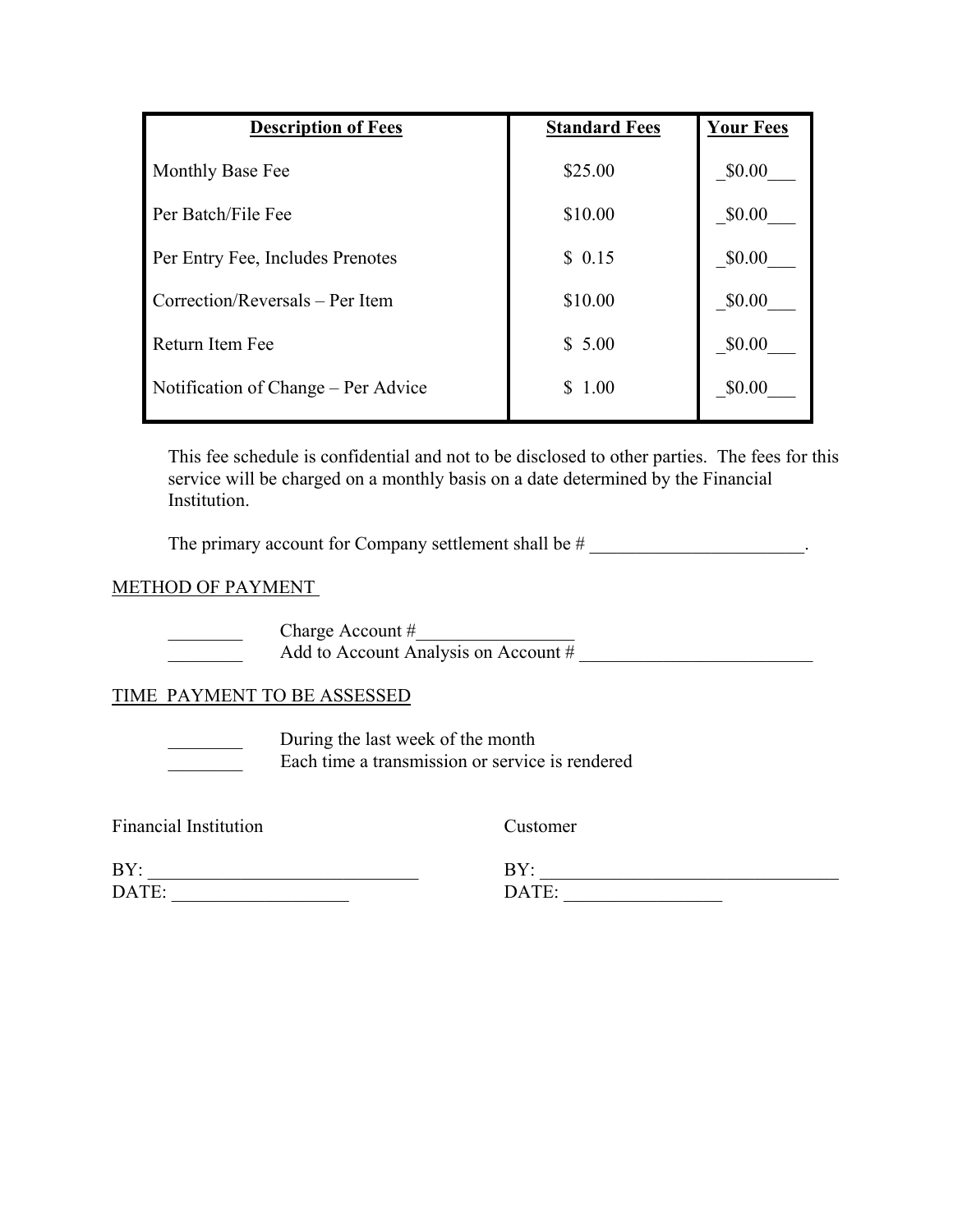| Description of Fees | Standard Fees | Your Fees |
|---|---|---|
| Monthly Base Fee | $25.00 | _$0.00___ |
| Per Batch/File Fee | $10.00 | _$0.00___ |
| Per Entry Fee, Includes Prenotes | $ 0.15 | _$0.00___ |
| Correction/Reversals – Per Item | $10.00 | _$0.00___ |
| Return Item Fee | $ 5.00 | _$0.00___ |
| Notification of Change – Per Advice | $ 1.00 | _$0.00___ |

This fee schedule is confidential and not to be disclosed to other parties. The fees for this service will be charged on a monthly basis on a date determined by the Financial Institution.

The primary account for Company settlement shall be # _______________________.

METHOD OF PAYMENT

________ Charge Account #_________________
________ Add to Account Analysis on Account # _________________________

TIME PAYMENT TO BE ASSESSED

________ During the last week of the month
________ Each time a transmission or service is rendered

Financial Institution

BY: _____________________________
DATE: ___________________

Customer

BY: ________________________________
DATE: _________________